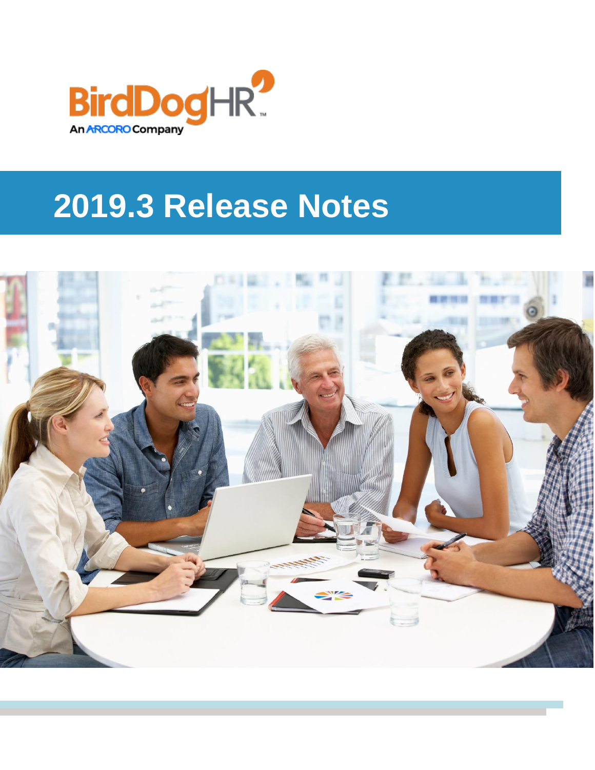BirdDogHR

An ARCORO Company

# 2019.3 Release Notes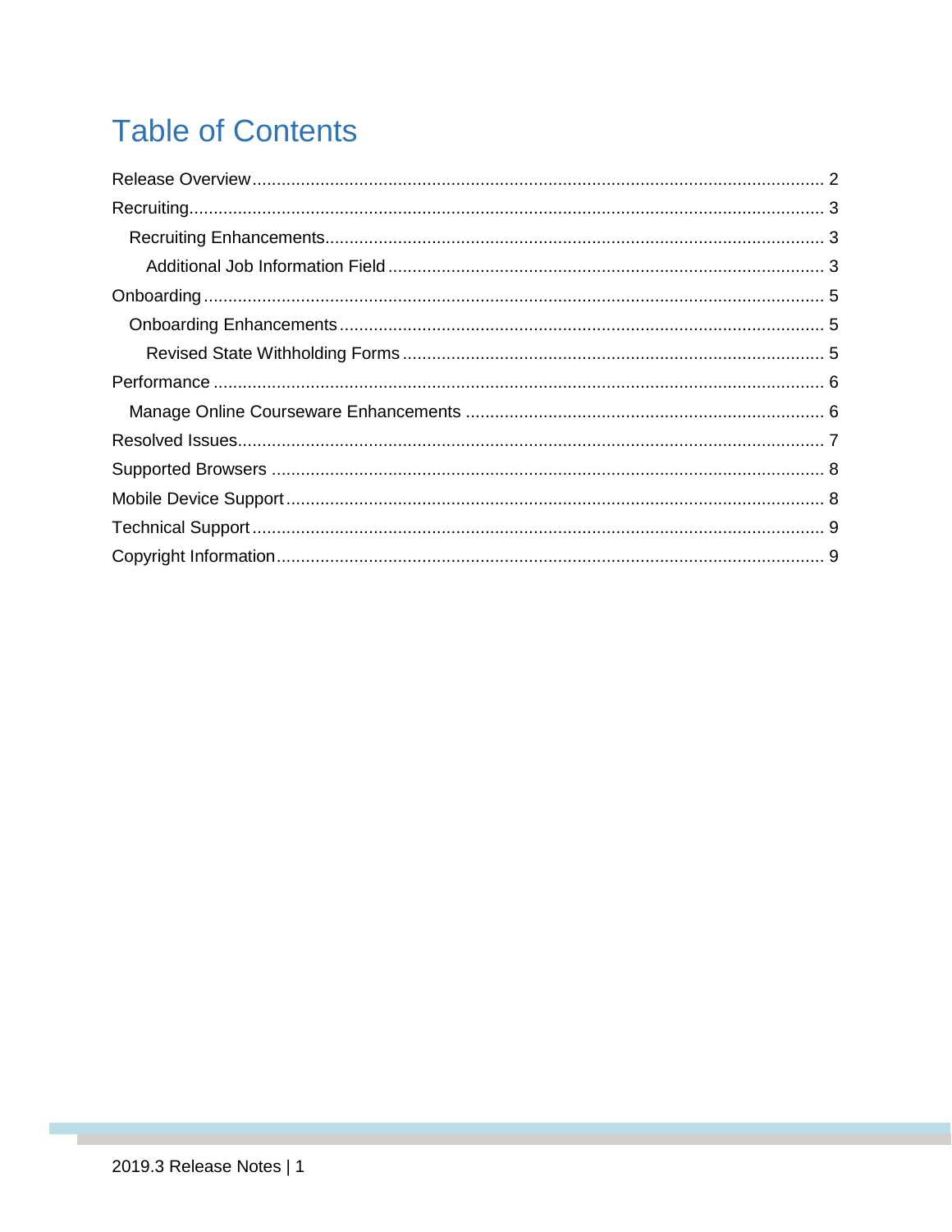# Table of Contents

- Release Overview ... 2
- Recruiting ... 3
  - Recruiting Enhancements ... 3
    - Additional Job Information Field ... 3
- Onboarding ... 5
  - Onboarding Enhancements ... 5
    - Revised State Withholding Forms ... 5
- Performance ... 6
  - Manage Online Courseware Enhancements ... 6
- Resolved Issues ... 7
- Supported Browsers ... 8
- Mobile Device Support ... 8
- Technical Support ... 9
- Copyright Information ... 9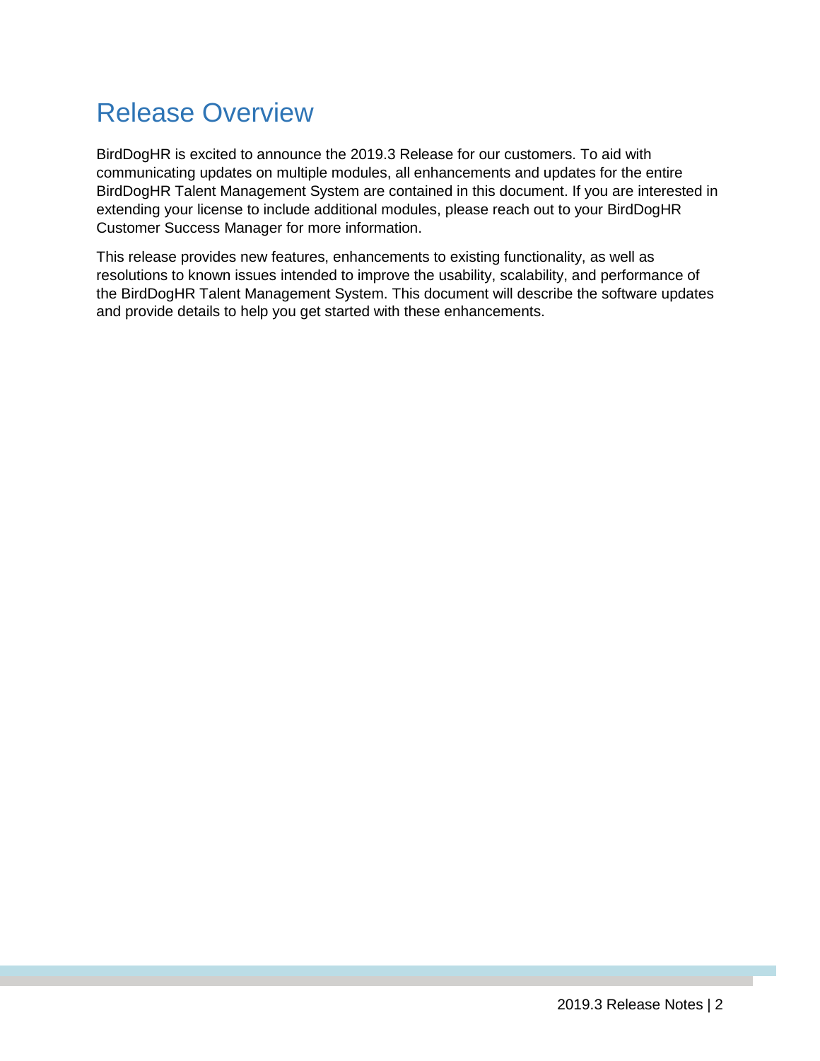# Release Overview

BirdDogHR is excited to announce the 2019.3 Release for our customers. To aid with communicating updates on multiple modules, all enhancements and updates for the entire BirdDogHR Talent Management System are contained in this document. If you are interested in extending your license to include additional modules, please reach out to your BirdDogHR Customer Success Manager for more information.

This release provides new features, enhancements to existing functionality, as well as resolutions to known issues intended to improve the usability, scalability, and performance of the BirdDogHR Talent Management System. This document will describe the software updates and provide details to help you get started with these enhancements.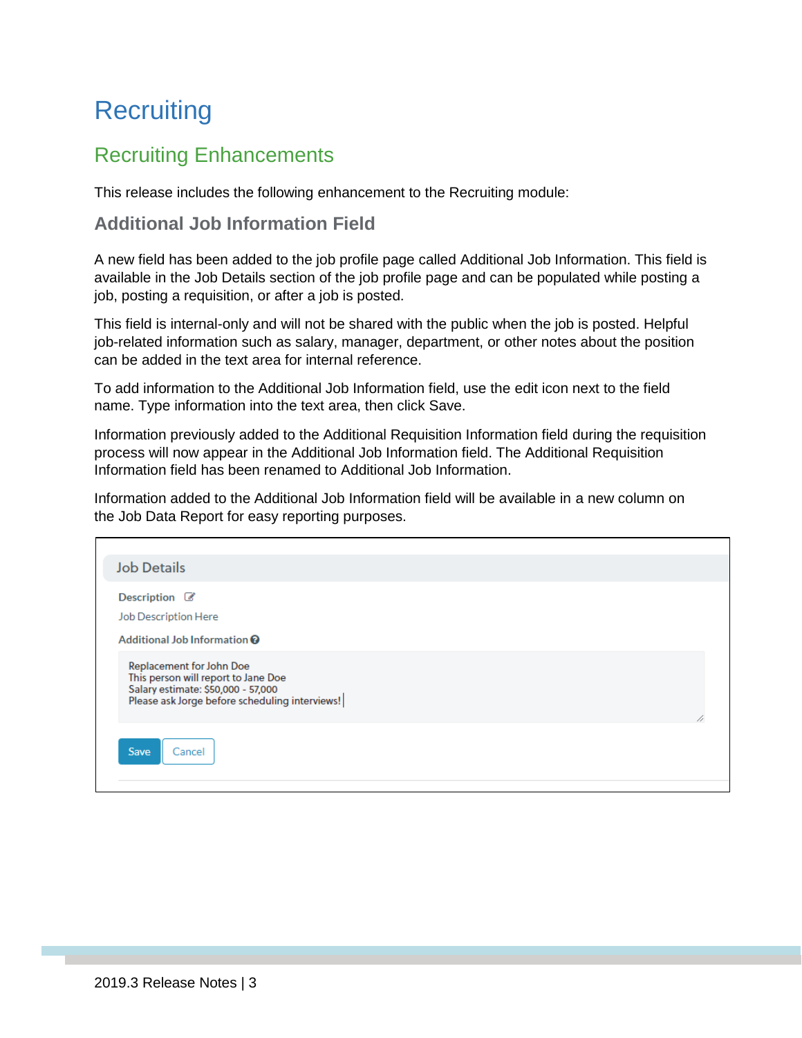# Recruiting

## Recruiting Enhancements

This release includes the following enhancement to the Recruiting module:

### Additional Job Information Field

A new field has been added to the job profile page called Additional Job Information. This field is available in the Job Details section of the job profile page and can be populated while posting a job, posting a requisition, or after a job is posted.

This field is internal-only and will not be shared with the public when the job is posted. Helpful job-related information such as salary, manager, department, or other notes about the position can be added in the text area for internal reference.

To add information to the Additional Job Information field, use the edit icon next to the field name. Type information into the text area, then click Save.

Information previously added to the Additional Requisition Information field during the requisition process will now appear in the Additional Job Information field. The Additional Requisition Information field has been renamed to Additional Job Information.

Information added to the Additional Job Information field will be available in a new column on the Job Data Report for easy reporting purposes.

Job Details

Description

Job Description Here

Additional Job Information

Replacement for John Doe
This person will report to Jane Doe
Salary estimate: $50,000 - 57,000
Please ask Jorge before scheduling interviews!

Save Cancel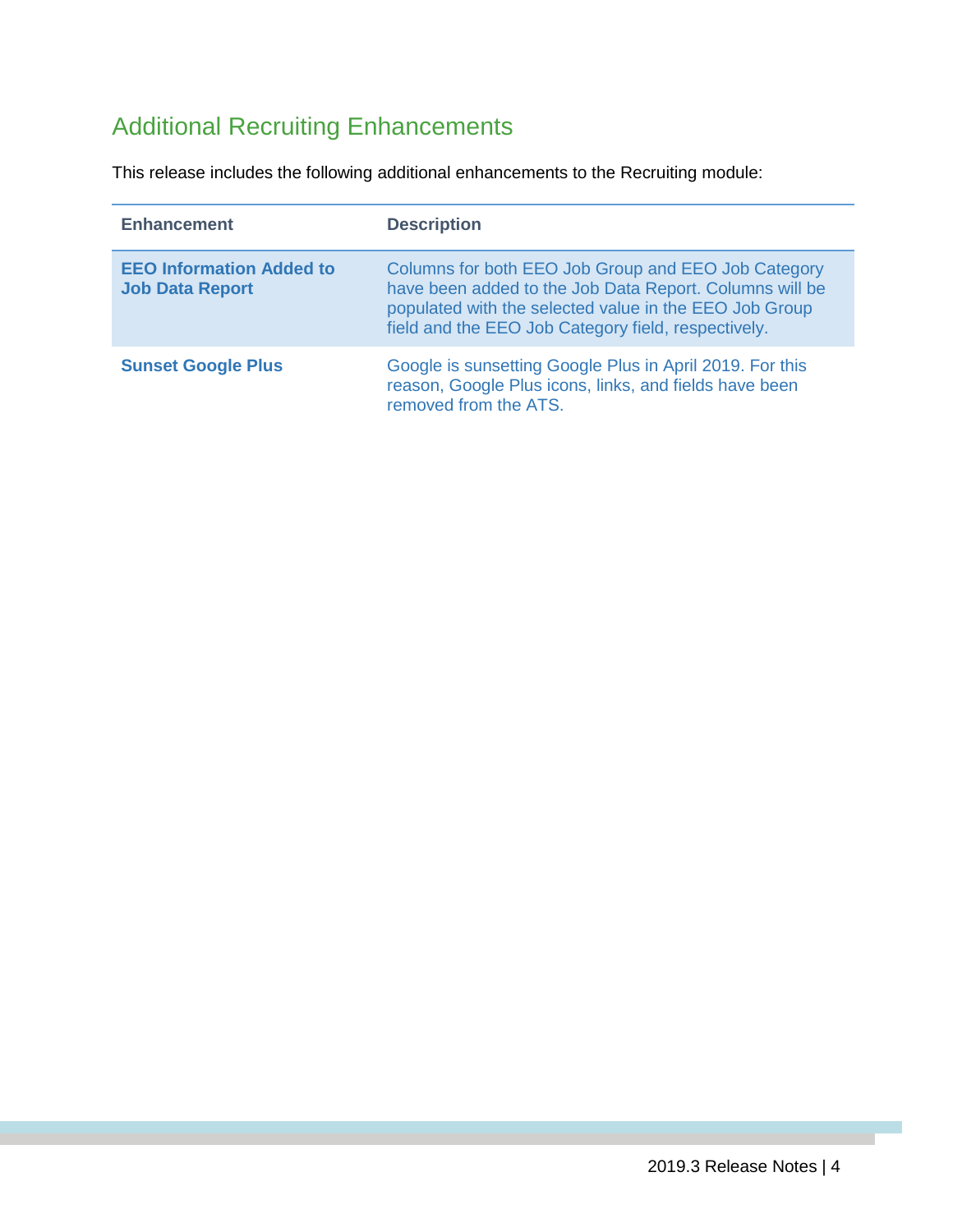## Additional Recruiting Enhancements

This release includes the following additional enhancements to the Recruiting module:

| Enhancement | Description |
| --- | --- |
| **EEO Information Added to Job Data Report** | Columns for both EEO Job Group and EEO Job Category have been added to the Job Data Report. Columns will be populated with the selected value in the EEO Job Group field and the EEO Job Category field, respectively. |
| **Sunset Google Plus** | Google is sunsetting Google Plus in April 2019. For this reason, Google Plus icons, links, and fields have been removed from the ATS. |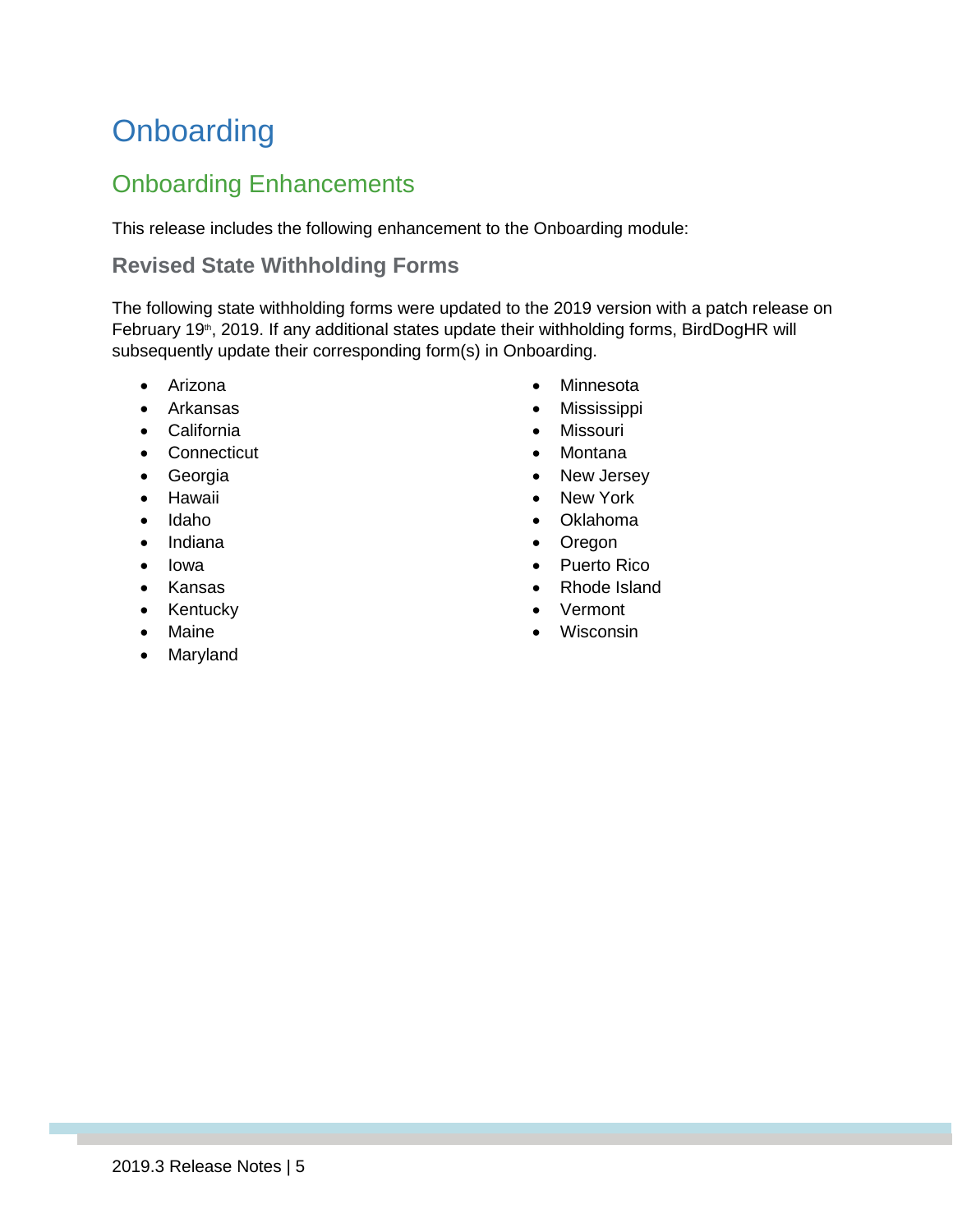# Onboarding

## Onboarding Enhancements

This release includes the following enhancement to the Onboarding module:

### Revised State Withholding Forms

The following state withholding forms were updated to the 2019 version with a patch release on February 19th, 2019. If any additional states update their withholding forms, BirdDogHR will subsequently update their corresponding form(s) in Onboarding.

- Arizona
- Arkansas
- California
- Connecticut
- Georgia
- Hawaii
- Idaho
- Indiana
- Iowa
- Kansas
- Kentucky
- Maine
- Maryland
- Minnesota
- Mississippi
- Missouri
- Montana
- New Jersey
- New York
- Oklahoma
- Oregon
- Puerto Rico
- Rhode Island
- Vermont
- Wisconsin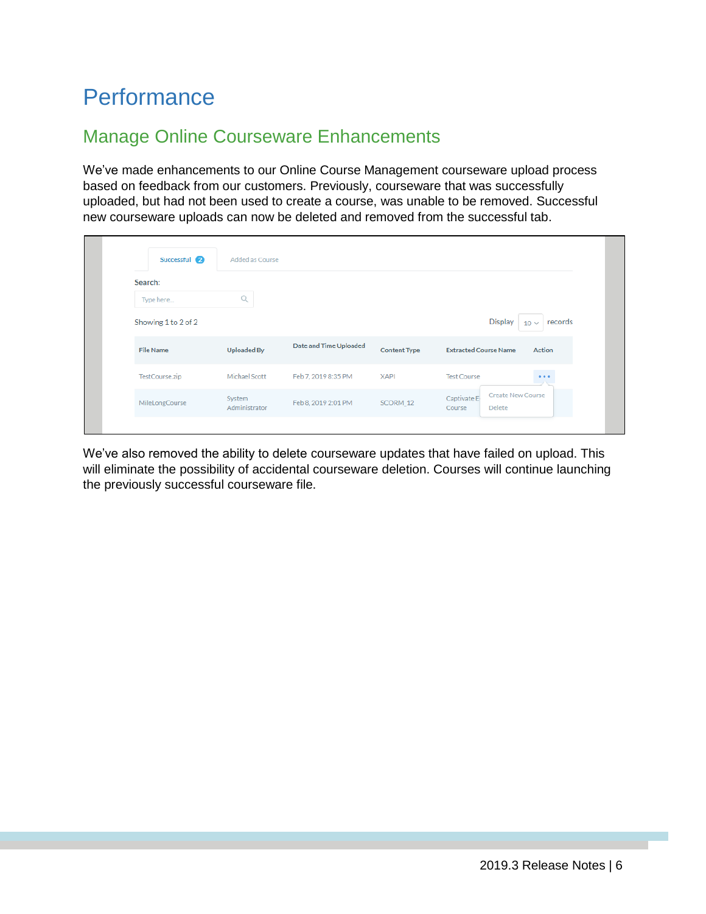# Performance

## Manage Online Courseware Enhancements

We've made enhancements to our Online Course Management courseware upload process based on feedback from our customers. Previously, courseware that was successfully uploaded, but had not been used to create a course, was unable to be removed. Successful new courseware uploads can now be deleted and removed from the successful tab.

Successful 2 | Added as Course

Search:

Type here...

Showing 1 to 2 of 2

Display 10 records

| File Name | Uploaded By | Date and Time Uploaded | Content Type | Extracted Course Name | Action |
|---|---|---|---|---|---|
| TestCourse.zip | Michael Scott | Feb 7, 2019 8:35 PM | XAPI | Test Course | ••• |
| MileLongCourse | System Administrator | Feb 8, 2019 2:01 PM | SCORM_12 | Captivate E... Course | Create New Course<br>Delete |

We've also removed the ability to delete courseware updates that have failed on upload. This will eliminate the possibility of accidental courseware deletion. Courses will continue launching the previously successful courseware file.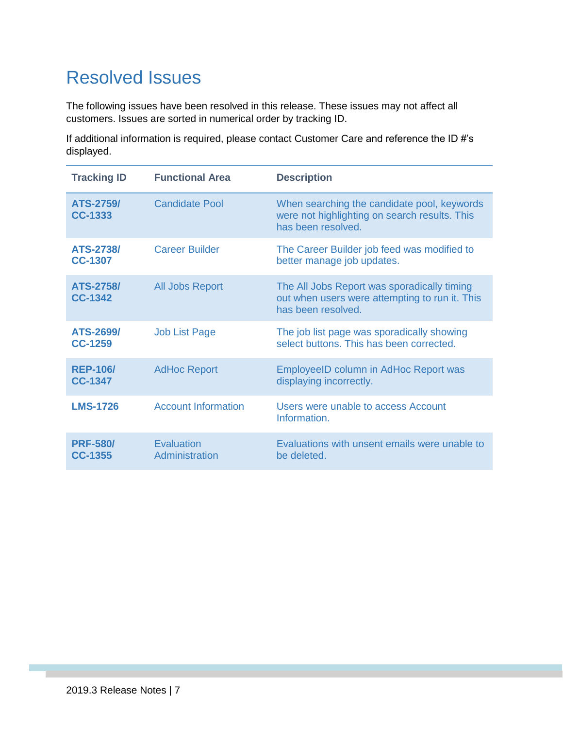# Resolved Issues

The following issues have been resolved in this release. These issues may not affect all customers. Issues are sorted in numerical order by tracking ID.

If additional information is required, please contact Customer Care and reference the ID #'s displayed.

| Tracking ID | Functional Area | Description |
|---|---|---|
| **ATS-2759/ CC-1333** | Candidate Pool | When searching the candidate pool, keywords were not highlighting on search results. This has been resolved. |
| **ATS-2738/ CC-1307** | Career Builder | The Career Builder job feed was modified to better manage job updates. |
| **ATS-2758/ CC-1342** | All Jobs Report | The All Jobs Report was sporadically timing out when users were attempting to run it. This has been resolved. |
| **ATS-2699/ CC-1259** | Job List Page | The job list page was sporadically showing select buttons. This has been corrected. |
| **REP-106/ CC-1347** | AdHoc Report | EmployeeID column in AdHoc Report was displaying incorrectly. |
| **LMS-1726** | Account Information | Users were unable to access Account Information. |
| **PRF-580/ CC-1355** | Evaluation Administration | Evaluations with unsent emails were unable to be deleted. |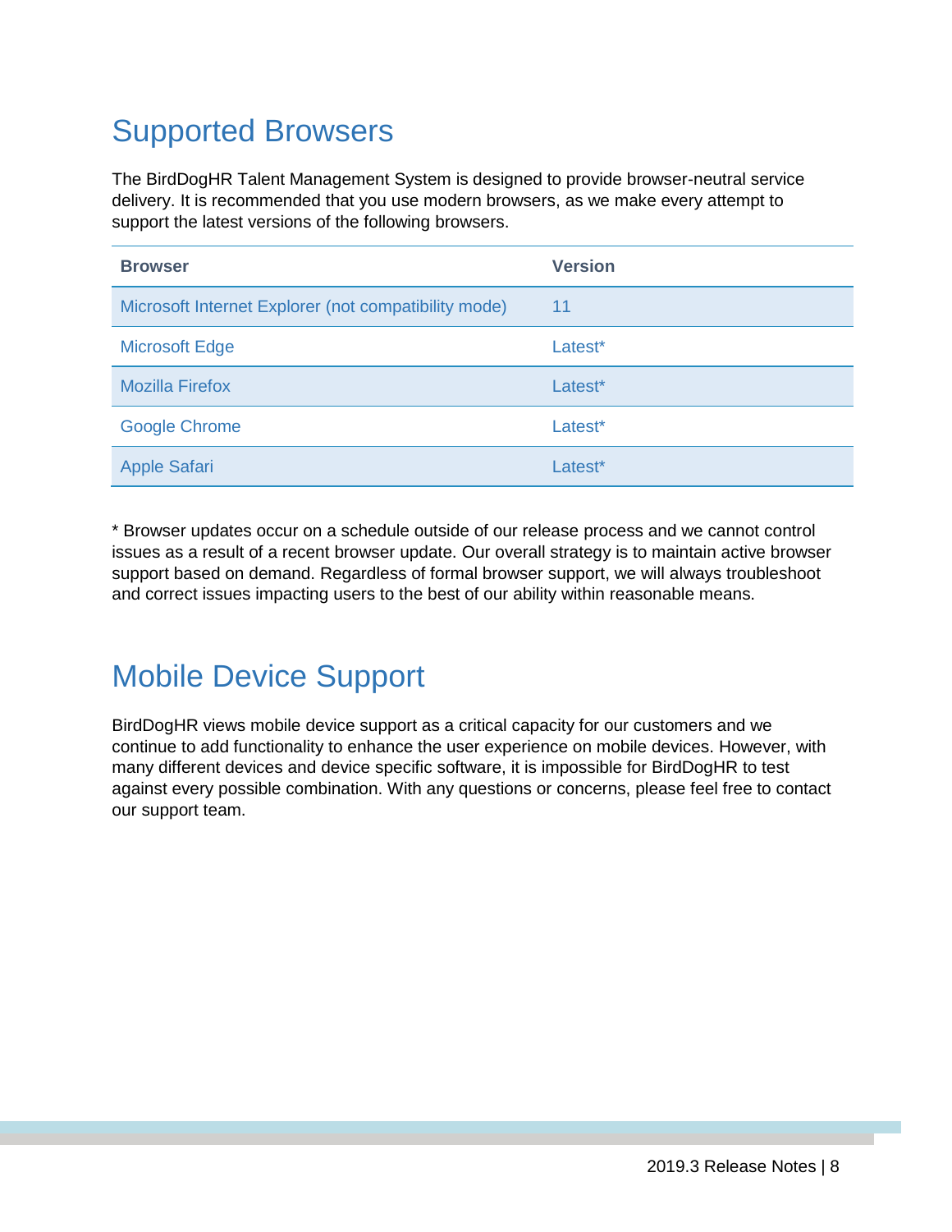## Supported Browsers

The BirdDogHR Talent Management System is designed to provide browser-neutral service delivery. It is recommended that you use modern browsers, as we make every attempt to support the latest versions of the following browsers.

| Browser | Version |
|---|---|
| Microsoft Internet Explorer (not compatibility mode) | 11 |
| Microsoft Edge | Latest* |
| Mozilla Firefox | Latest* |
| Google Chrome | Latest* |
| Apple Safari | Latest* |

* Browser updates occur on a schedule outside of our release process and we cannot control issues as a result of a recent browser update. Our overall strategy is to maintain active browser support based on demand. Regardless of formal browser support, we will always troubleshoot and correct issues impacting users to the best of our ability within reasonable means.

## Mobile Device Support

BirdDogHR views mobile device support as a critical capacity for our customers and we continue to add functionality to enhance the user experience on mobile devices. However, with many different devices and device specific software, it is impossible for BirdDogHR to test against every possible combination. With any questions or concerns, please feel free to contact our support team.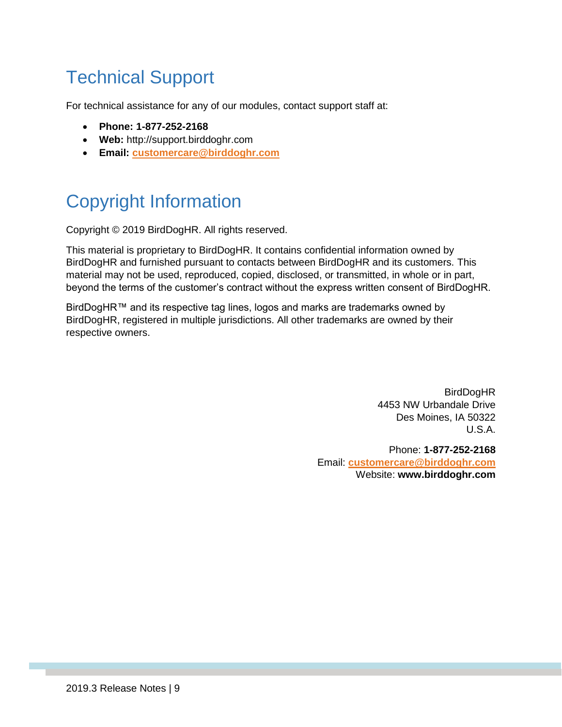# Technical Support

For technical assistance for any of our modules, contact support staff at:

- **Phone: 1-877-252-2168**
- **Web:** http://support.birddoghr.com
- **Email: customercare@birddoghr.com**

# Copyright Information

Copyright © 2019 BirdDogHR. All rights reserved.

This material is proprietary to BirdDogHR. It contains confidential information owned by BirdDogHR and furnished pursuant to contacts between BirdDogHR and its customers. This material may not be used, reproduced, copied, disclosed, or transmitted, in whole or in part, beyond the terms of the customer's contract without the express written consent of BirdDogHR.

BirdDogHR™ and its respective tag lines, logos and marks are trademarks owned by BirdDogHR, registered in multiple jurisdictions. All other trademarks are owned by their respective owners.

BirdDogHR
4453 NW Urbandale Drive
Des Moines, IA 50322
U.S.A.

Phone: **1-877-252-2168**
Email: **customercare@birddoghr.com**
Website: **www.birddoghr.com**